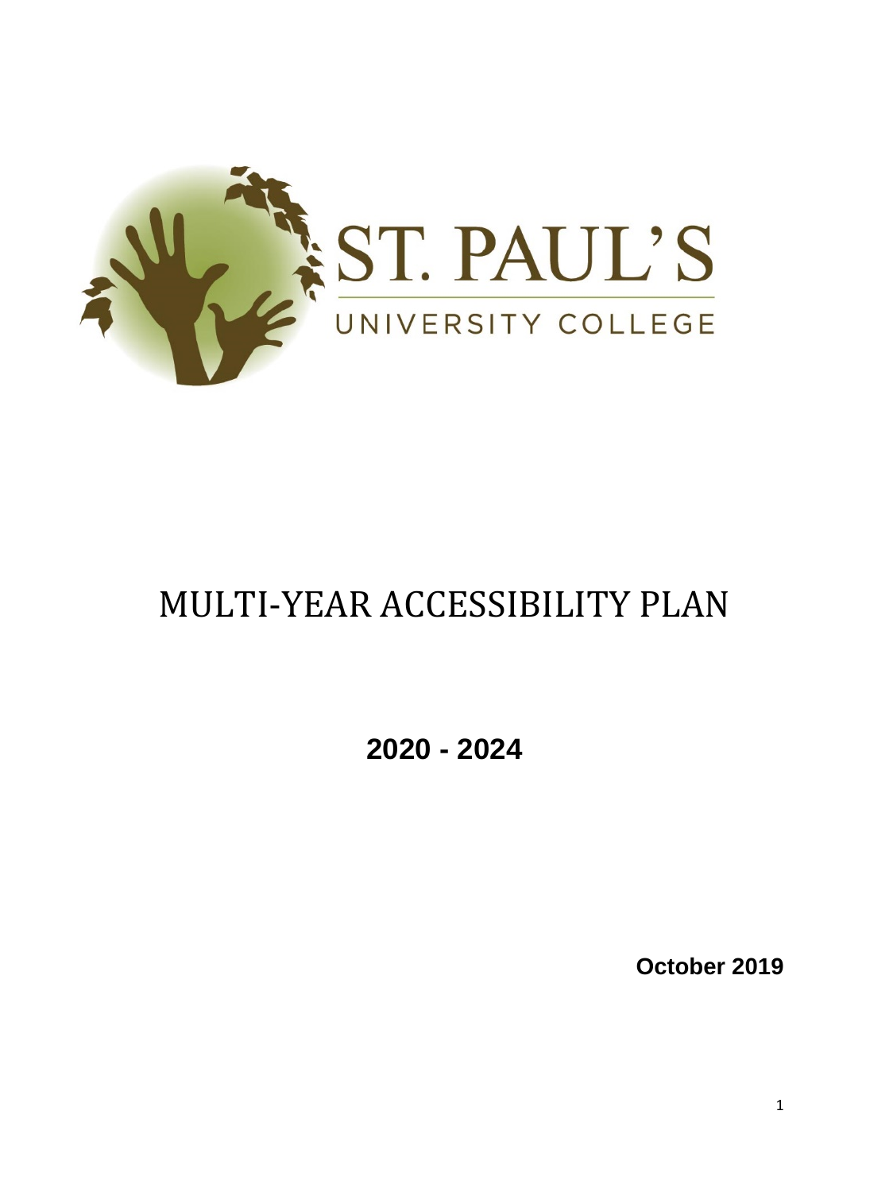ST. PAUL'S

UNIVERSITY COLLEGE

# MULTI-YEAR ACCESSIBILITY PLAN

**2020 - 2024**

**October 2019**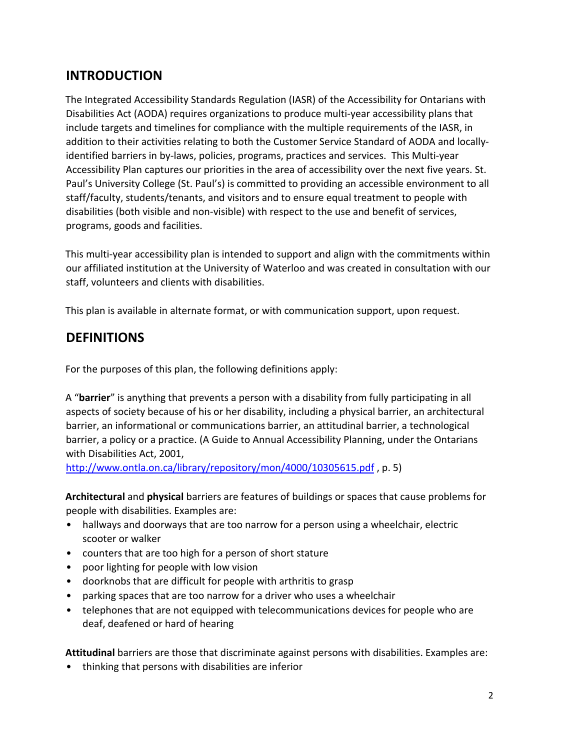## INTRODUCTION

The Integrated Accessibility Standards Regulation (IASR) of the Accessibility for Ontarians with Disabilities Act (AODA) requires organizations to produce multi-year accessibility plans that include targets and timelines for compliance with the multiple requirements of the IASR, in addition to their activities relating to both the Customer Service Standard of AODA and locally-identified barriers in by-laws, policies, programs, practices and services. This Multi-year Accessibility Plan captures our priorities in the area of accessibility over the next five years. St. Paul's University College (St. Paul's) is committed to providing an accessible environment to all staff/faculty, students/tenants, and visitors and to ensure equal treatment to people with disabilities (both visible and non-visible) with respect to the use and benefit of services, programs, goods and facilities.

This multi-year accessibility plan is intended to support and align with the commitments within our affiliated institution at the University of Waterloo and was created in consultation with our staff, volunteers and clients with disabilities.

This plan is available in alternate format, or with communication support, upon request.

## DEFINITIONS

For the purposes of this plan, the following definitions apply:

A "**barrier**" is anything that prevents a person with a disability from fully participating in all aspects of society because of his or her disability, including a physical barrier, an architectural barrier, an informational or communications barrier, an attitudinal barrier, a technological barrier, a policy or a practice. (A Guide to Annual Accessibility Planning, under the Ontarians with Disabilities Act, 2001, http://www.ontla.on.ca/library/repository/mon/4000/10305615.pdf , p. 5)

**Architectural** and **physical** barriers are features of buildings or spaces that cause problems for people with disabilities. Examples are:

- hallways and doorways that are too narrow for a person using a wheelchair, electric scooter or walker
- counters that are too high for a person of short stature
- poor lighting for people with low vision
- doorknobs that are difficult for people with arthritis to grasp
- parking spaces that are too narrow for a driver who uses a wheelchair
- telephones that are not equipped with telecommunications devices for people who are deaf, deafened or hard of hearing

**Attitudinal** barriers are those that discriminate against persons with disabilities. Examples are:

- thinking that persons with disabilities are inferior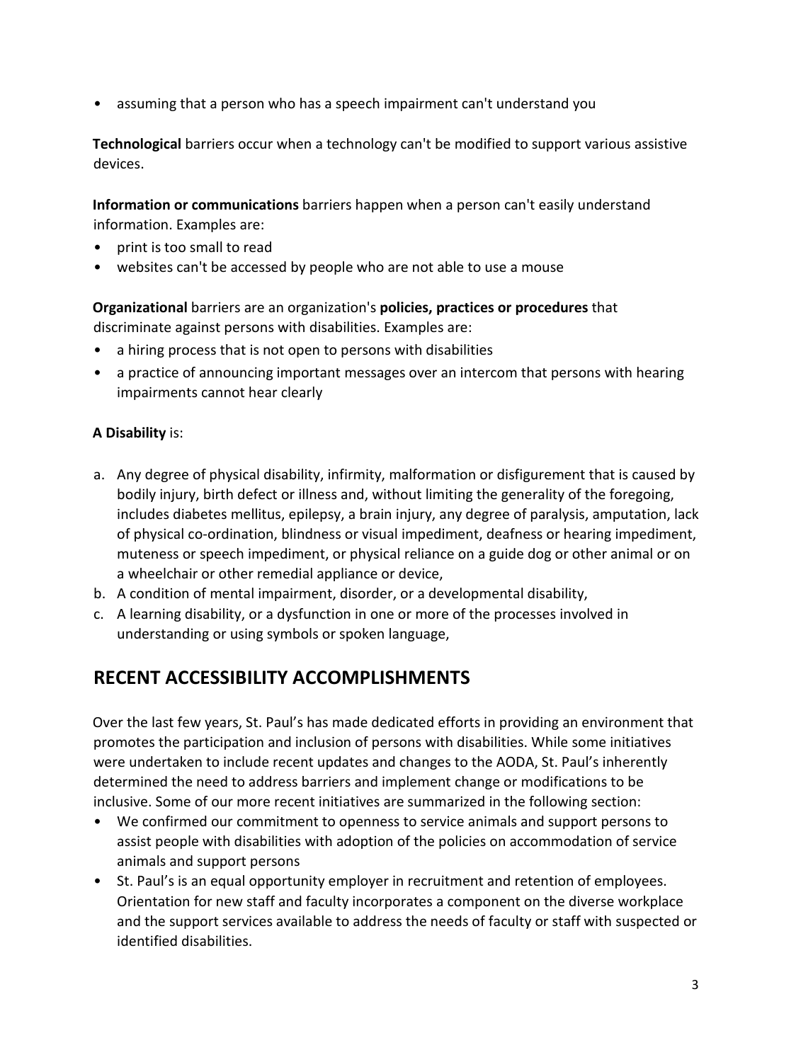- assuming that a person who has a speech impairment can't understand you

**Technological** barriers occur when a technology can't be modified to support various assistive devices.

**Information or communications** barriers happen when a person can't easily understand information. Examples are:

- print is too small to read
- websites can't be accessed by people who are not able to use a mouse

**Organizational** barriers are an organization's **policies, practices or procedures** that discriminate against persons with disabilities. Examples are:

- a hiring process that is not open to persons with disabilities
- a practice of announcing important messages over an intercom that persons with hearing impairments cannot hear clearly

**A Disability** is:

a. Any degree of physical disability, infirmity, malformation or disfigurement that is caused by bodily injury, birth defect or illness and, without limiting the generality of the foregoing, includes diabetes mellitus, epilepsy, a brain injury, any degree of paralysis, amputation, lack of physical co-ordination, blindness or visual impediment, deafness or hearing impediment, muteness or speech impediment, or physical reliance on a guide dog or other animal or on a wheelchair or other remedial appliance or device,
b. A condition of mental impairment, disorder, or a developmental disability,
c. A learning disability, or a dysfunction in one or more of the processes involved in understanding or using symbols or spoken language,

## RECENT ACCESSIBILITY ACCOMPLISHMENTS

Over the last few years, St. Paul's has made dedicated efforts in providing an environment that promotes the participation and inclusion of persons with disabilities. While some initiatives were undertaken to include recent updates and changes to the AODA, St. Paul's inherently determined the need to address barriers and implement change or modifications to be inclusive. Some of our more recent initiatives are summarized in the following section:

- We confirmed our commitment to openness to service animals and support persons to assist people with disabilities with adoption of the policies on accommodation of service animals and support persons
- St. Paul's is an equal opportunity employer in recruitment and retention of employees. Orientation for new staff and faculty incorporates a component on the diverse workplace and the support services available to address the needs of faculty or staff with suspected or identified disabilities.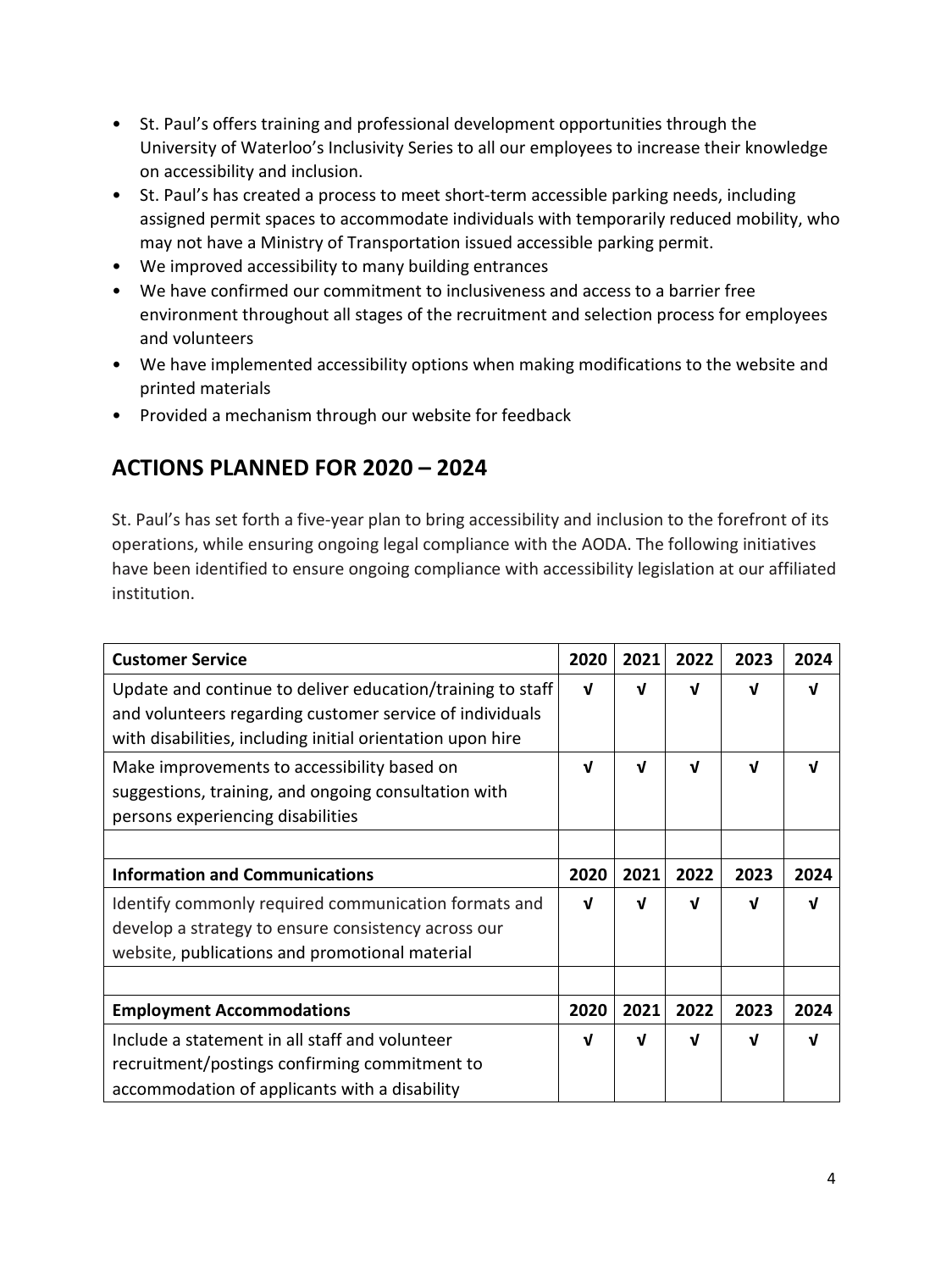- St. Paul's offers training and professional development opportunities through the University of Waterloo's Inclusivity Series to all our employees to increase their knowledge on accessibility and inclusion.
- St. Paul's has created a process to meet short-term accessible parking needs, including assigned permit spaces to accommodate individuals with temporarily reduced mobility, who may not have a Ministry of Transportation issued accessible parking permit.
- We improved accessibility to many building entrances
- We have confirmed our commitment to inclusiveness and access to a barrier free environment throughout all stages of the recruitment and selection process for employees and volunteers
- We have implemented accessibility options when making modifications to the website and printed materials
- Provided a mechanism through our website for feedback

## ACTIONS PLANNED FOR 2020 – 2024

St. Paul's has set forth a five-year plan to bring accessibility and inclusion to the forefront of its operations, while ensuring ongoing legal compliance with the AODA. The following initiatives have been identified to ensure ongoing compliance with accessibility legislation at our affiliated institution.

| **Customer Service** | **2020** | **2021** | **2022** | **2023** | **2024** |
|---|---|---|---|---|---|
| Update and continue to deliver education/training to staff and volunteers regarding customer service of individuals with disabilities, including initial orientation upon hire | √ | √ | √ | √ | √ |
| Make improvements to accessibility based on suggestions, training, and ongoing consultation with persons experiencing disabilities | √ | √ | √ | √ | √ |
| | | | | | |
| **Information and Communications** | **2020** | **2021** | **2022** | **2023** | **2024** |
| Identify commonly required communication formats and develop a strategy to ensure consistency across our website, publications and promotional material | √ | √ | √ | √ | √ |
| | | | | | |
| **Employment Accommodations** | **2020** | **2021** | **2022** | **2023** | **2024** |
| Include a statement in all staff and volunteer recruitment/postings confirming commitment to accommodation of applicants with a disability | √ | √ | √ | √ | √ |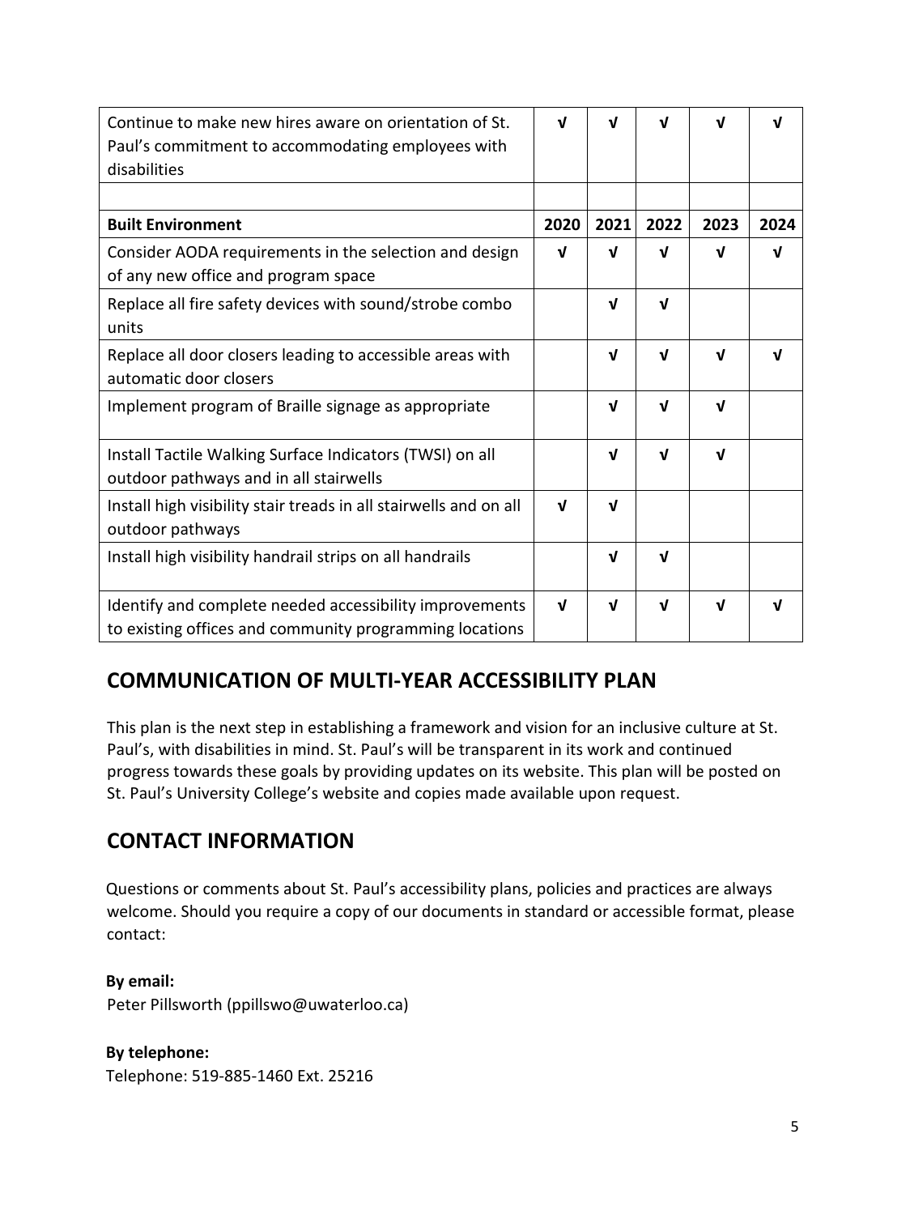| | | | | | |
|---|---|---|---|---|---|
| Continue to make new hires aware on orientation of St. Paul's commitment to accommodating employees with disabilities | √ | √ | √ | √ | √ |
| | | | | | |
| **Built Environment** | **2020** | **2021** | **2022** | **2023** | **2024** |
| Consider AODA requirements in the selection and design of any new office and program space | √ | √ | √ | √ | √ |
| Replace all fire safety devices with sound/strobe combo units | | √ | √ | | |
| Replace all door closers leading to accessible areas with automatic door closers | | √ | √ | √ | √ |
| Implement program of Braille signage as appropriate | | √ | √ | √ | |
| Install Tactile Walking Surface Indicators (TWSI) on all outdoor pathways and in all stairwells | | √ | √ | √ | |
| Install high visibility stair treads in all stairwells and on all outdoor pathways | √ | √ | | | |
| Install high visibility handrail strips on all handrails | | √ | √ | | |
| Identify and complete needed accessibility improvements to existing offices and community programming locations | √ | √ | √ | √ | √ |

## COMMUNICATION OF MULTI-YEAR ACCESSIBILITY PLAN

This plan is the next step in establishing a framework and vision for an inclusive culture at St. Paul's, with disabilities in mind. St. Paul's will be transparent in its work and continued progress towards these goals by providing updates on its website. This plan will be posted on St. Paul's University College's website and copies made available upon request.

## CONTACT INFORMATION

Questions or comments about St. Paul's accessibility plans, policies and practices are always welcome. Should you require a copy of our documents in standard or accessible format, please contact:

**By email:**
Peter Pillsworth (ppillswo@uwaterloo.ca)

**By telephone:**
Telephone: 519-885-1460 Ext. 25216